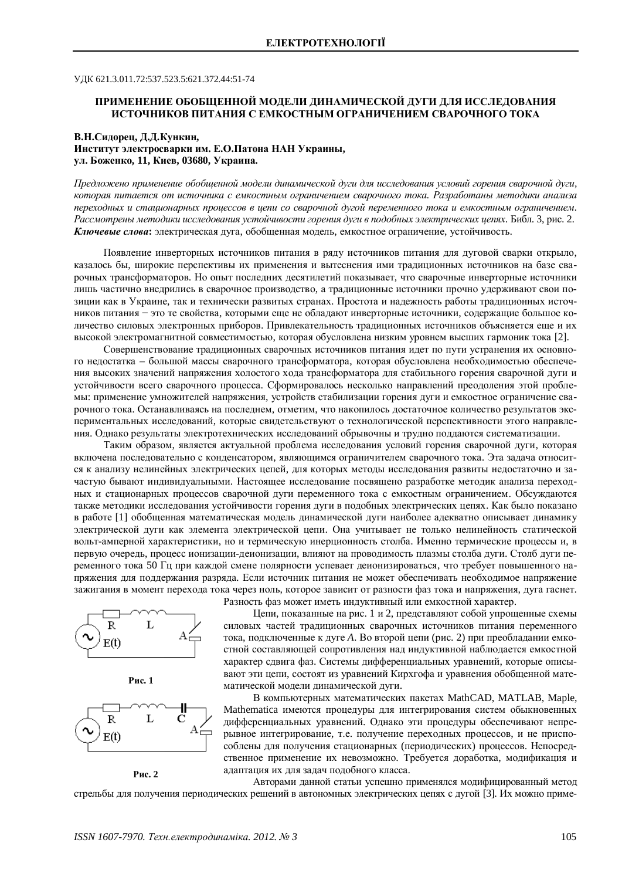УДК 621.3.011.72:537.523.5:621.372.44:51-74

# ПРИМЕНЕНИЕ ОБОБЩЕННОЙ МОДЕЛИ ДИНАМИЧЕСКОЙ ДУГИ ДЛЯ ИССЛЕДОВАНИЯ ИСТОЧНИКОВ ПИТАНИЯ С ЕМКОСТНЫМ ОГРАНИЧЕНИЕМ СВАРОЧНОГО ТОКА

**В.Н.Сидорец, Д.Д.Кункин,**
**Институт электросварки им. Е.О.Патона НАН Украины,**
**ул. Боженко, 11, Киев, 03680, Украина.**

*Предложено применение обобщенной модели динамической дуги для исследования условий горения сварочной дуги, которая питается от источника с емкостным ограничением сварочного тока. Разработаны методики анализа переходных и стационарных процессов в цепи со сварочной дугой переменного тока и емкостным ограничением. Рассмотрены методики исследования устойчивости горения дуги в подобных электрических цепях*. Библ. 3, рис. 2.
***Ключевые слова*:** электрическая дуга, обобщенная модель, емкостное ограничение, устойчивость.

Появление инверторных источников питания в ряду источников питания для дуговой сварки открыло, казалось бы, широкие перспективы их применения и вытеснения ими традиционных источников на базе сварочных трансформаторов. Но опыт последних десятилетий показывает, что сварочные инверторные источники лишь частично внедрились в сварочное производство, а традиционные источники прочно удерживают свои позиции как в Украине, так и технически развитых странах. Простота и надежность работы традиционных источников питания − это те свойства, которыми еще не обладают инверторные источники, содержащие большое количество силовых электронных приборов. Привлекательность традиционных источников объясняется еще и их высокой электромагнитной совместимостью, которая обусловлена низким уровнем высших гармоник тока [2].

Совершенствование традиционных сварочных источников питания идет по пути устранения их основного недостатка – большой массы сварочного трансформатора, которая обусловлена необходимостью обеспечения высоких значений напряжения холостого хода трансформатора для стабильного горения сварочной дуги и устойчивости всего сварочного процесса. Сформировалось несколько направлений преодоления этой проблемы: применение умножителей напряжения, устройств стабилизации горения дуги и емкостное ограничение сварочного тока. Останавливаясь на последнем, отметим, что накопилось достаточное количество результатов экспериментальных исследований, которые свидетельствуют о технологической перспективности этого направления. Однако результаты электротехнических исследований обрывочны и трудно поддаются систематизации.

Таким образом, является актуальной проблема исследования условий горения сварочной дуги, которая включена последовательно с конденсатором, являющимся ограничителем сварочного тока. Эта задача относится к анализу нелинейных электрических цепей, для которых методы исследования развиты недостаточно и зачастую бывают индивидуальными. Настоящее исследование посвящено разработке методик анализа переходных и стационарных процессов сварочной дуги переменного тока с емкостным ограничением. Обсуждаются также методики исследования устойчивости горения дуги в подобных электрических цепях. Как было показано в работе [1] обобщенная математическая модель динамической дуги наиболее адекватно описывает динамику электрической дуги как элемента электрической цепи. Она учитывает не только нелинейность статической вольт-амперной характеристики, но и термическую инерционность столба. Именно термические процессы и, в первую очередь, процесс ионизации-деионизации, влияют на проводимость плазмы столба дуги. Столб дуги переменного тока 50 Гц при каждой смене полярности успевает деионизироваться, что требует повышенного напряжения для поддержания разряда. Если источник питания не может обеспечивать необходимое напряжение зажигания в момент перехода тока через ноль, которое зависит от разности фаз тока и напряжения, дуга гаснет. Разность фаз может иметь индуктивный или емкостной характер.

**Рис. 1**

**Рис. 2**

Цепи, показанные на рис. 1 и 2, представляют собой упрощенные схемы силовых частей традиционных сварочных источников питания переменного тока, подключенные к дуге *A*. Во второй цепи (рис. 2) при преобладании емкостной составляющей сопротивления над индуктивной наблюдается емкостной характер сдвига фаз. Системы дифференциальных уравнений, которые описывают эти цепи, состоят из уравнений Кирхгофа и уравнения обобщенной математической модели динамической дуги.

В компьютерных математических пакетах MathCAD, MATLAB, Maple, Mathematica имеются процедуры для интегрирования систем обыкновенных дифференциальных уравнений. Однако эти процедуры обеспечивают непрерывное интегрирование, т.е. получение переходных процессов, и не приспособлены для получения стационарных (периодических) процессов. Непосредственное применение их невозможно. Требуется доработка, модификация и адаптация их для задач подобного класса.

Авторами данной статьи успешно применялся модифицированный метод стрельбы для получения периодических решений в автономных электрических цепях с дугой [3]. Их можно приме-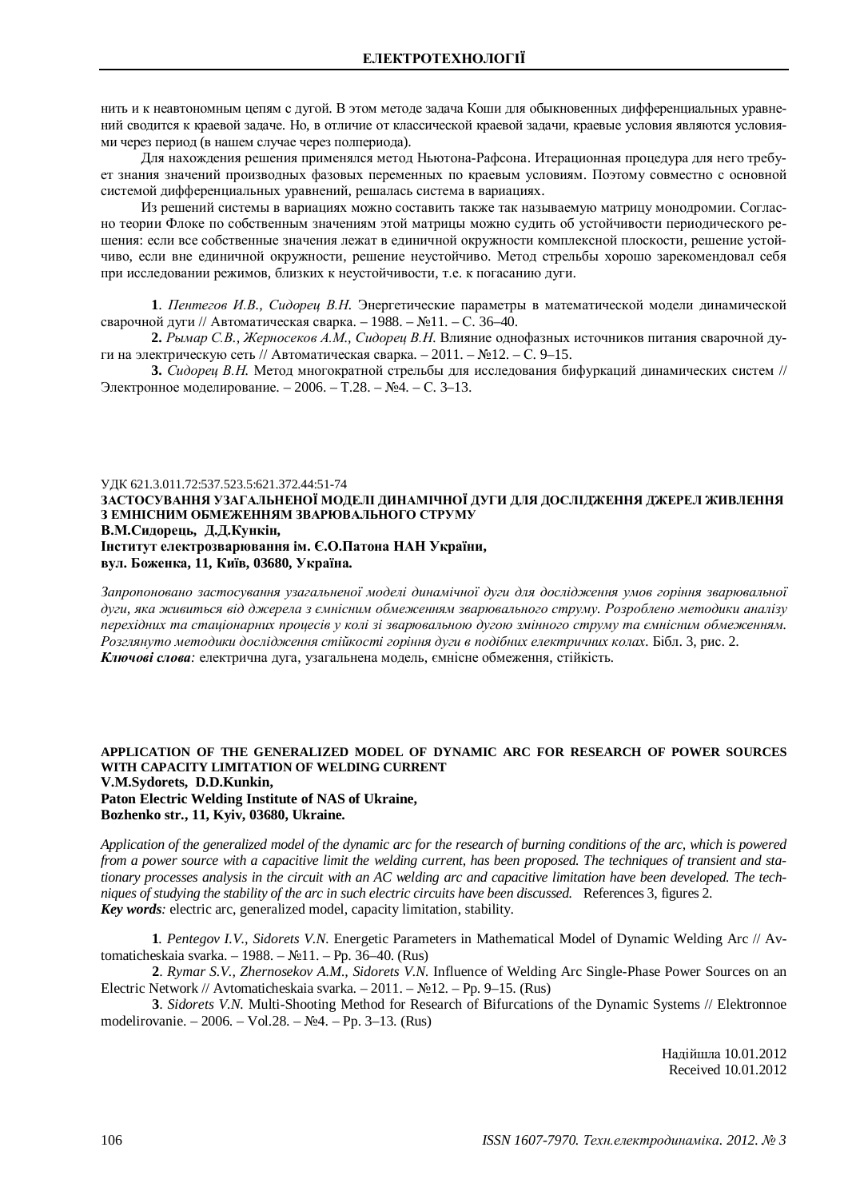нить и к неавтономным цепям с дугой. В этом методе задача Коши для обыкновенных дифференциальных уравнений сводится к краевой задаче. Но, в отличие от классической краевой задачи, краевые условия являются условиями через период (в нашем случае через полпериода).

Для нахождения решения применялся метод Ньютона-Рафсона. Итерационная процедура для него требует знания значений производных фазовых переменных по краевым условиям. Поэтому совместно с основной системой дифференциальных уравнений, решалась система в вариациях.

Из решений системы в вариациях можно составить также так называемую матрицу монодромии. Согласно теории Флоке по собственным значениям этой матрицы можно судить об устойчивости периодического решения: если все собственные значения лежат в единичной окружности комплексной плоскости, решение устойчиво, если вне единичной окружности, решение неустойчиво. Метод стрельбы хорошо зарекомендовал себя при исследовании режимов, близких к неустойчивости, т.е. к погасанию дуги.

**1**. *Пентегов И.В., Сидорец В.Н.* Энергетические параметры в математической модели динамической сварочной дуги // Автоматическая сварка. – 1988. – №11. – С. 36–40.

**2.** *Рымар С.В., Жерносеков А.М., Сидорец В.Н.* Влияние однофазных источников питания сварочной дуги на электрическую сеть // Автоматическая сварка. – 2011. – №12. – С. 9–15.

**3.** *Сидорец В.Н.* Метод многократной стрельбы для исследования бифуркаций динамических систем // Электронное моделирование. – 2006. – Т.28. – №4. – С. 3–13.

УДК 621.3.011.72:537.523.5:621.372.44:51-74

**ЗАСТОСУВАННЯ УЗАГАЛЬНЕНОЇ МОДЕЛІ ДИНАМІЧНОЇ ДУГИ ДЛЯ ДОСЛІДЖЕННЯ ДЖЕРЕЛ ЖИВЛЕННЯ З ЕМНІСНИМ ОБМЕЖЕННЯМ ЗВАРЮВАЛЬНОГО СТРУМУ**

**В.М.Сидорець, Д.Д.Кункін,**
**Інститут електрозварювання ім. Є.О.Патона НАН України,**
**вул. Боженка, 11, Київ, 03680, Україна.**

*Запропоновано застосування узагальненої моделі динамічної дуги для дослідження умов горіння зварювальної дуги, яка живиться від джерела з ємнісним обмеженням зварювального струму. Розроблено методики аналізу перехідних та стаціонарних процесів у колі зі зварювальною дугою змінного струму та ємнісним обмеженням. Розглянуто методики дослідження стійкості горіння дуги в подібних електричних колах.* Бібл. 3, рис. 2.
***Ключові слова:*** електрична дуга, узагальнена модель, ємнісне обмеження, стійкість.

**APPLICATION OF THE GENERALIZED MODEL OF DYNAMIC ARC FOR RESEARCH OF POWER SOURCES WITH CAPACITY LIMITATION OF WELDING CURRENT**

**V.M.Sydorets, D.D.Kunkin,**
**Paton Electric Welding Institute of NAS of Ukraine,**
**Bozhenko str., 11, Kyiv, 03680, Ukraine.**

*Application of the generalized model of the dynamic arc for the research of burning conditions of the arc, which is powered from a power source with a capacitive limit the welding current, has been proposed. The techniques of transient and stationary processes analysis in the circuit with an AC welding arc and capacitive limitation have been developed. The techniques of studying the stability of the arc in such electric circuits have been discussed.* References 3, figures 2.
***Key words:*** electric arc, generalized model, capacity limitation, stability.

**1**. *Pentegov I.V., Sidorets V.N.* Energetic Parameters in Mathematical Model of Dynamic Welding Arc // Avtomaticheskaia svarka. – 1988. – №11. – Pp. 36–40. (Rus)

**2**. *Rymar S.V., Zhernosekov A.M., Sidorets V.N.* Influence of Welding Arc Single-Phase Power Sources on an Electric Network // Avtomaticheskaia svarka. – 2011. – №12. – Pp. 9–15. (Rus)

**3**. *Sidorets V.N.* Multi-Shooting Method for Research of Bifurcations of the Dynamic Systems // Elektronnoe modelirovanie. – 2006. – Vol.28. – №4. – Pp. 3–13. (Rus)

Надійшла 10.01.2012
Received 10.01.2012